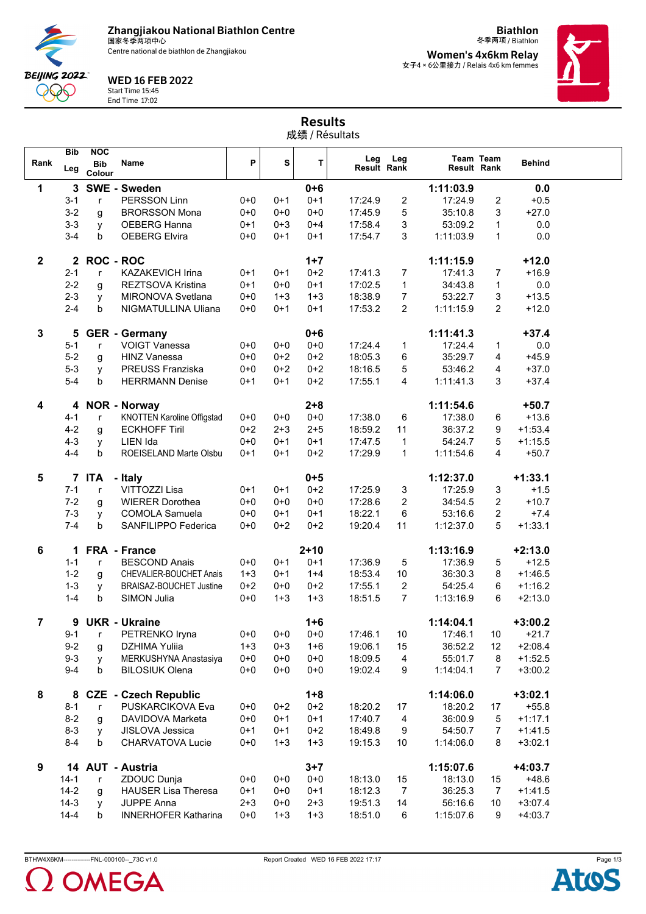# Zhangjiakou National Biathlon Centre

国家冬季两项中心

Centre national de biathlon de Zhangjiakou

**Biathlon**

冬季两项 / Biathlon

**Women's 4x6km Relay**

女子4 × 6公里接力 / Relais 4x6 km femmes

**WED 16 FEB 2022**

Start Time 15:45

End Time 17:02

## Results

成绩 / Résultats

| Rank | Bib Leg | NOC Bib Colour | Name | P | S | T | Leg Result | Leg Rank | Team Result | Team Rank | Behind |
|---|---|---|---|---|---|---|---|---|---|---|---|
| **1** | **3** | **SWE** | **- Sweden** | | | **0+6** | | | **1:11:03.9** | | **0.0** |
| | 3-1 | r | PERSSON Linn | 0+0 | 0+1 | 0+1 | 17:24.9 | 2 | 17:24.9 | 2 | +0.5 |
| | 3-2 | g | BRORSSON Mona | 0+0 | 0+0 | 0+0 | 17:45.9 | 5 | 35:10.8 | 3 | +27.0 |
| | 3-3 | y | OEBERG Hanna | 0+1 | 0+3 | 0+4 | 17:58.4 | 3 | 53:09.2 | 1 | 0.0 |
| | 3-4 | b | OEBERG Elvira | 0+0 | 0+1 | 0+1 | 17:54.7 | 3 | 1:11:03.9 | 1 | 0.0 |
| **2** | **2** | **ROC** | **- ROC** | | | **1+7** | | | **1:11:15.9** | | **+12.0** |
| | 2-1 | r | KAZAKEVICH Irina | 0+1 | 0+1 | 0+2 | 17:41.3 | 7 | 17:41.3 | 7 | +16.9 |
| | 2-2 | g | REZTSOVA Kristina | 0+1 | 0+0 | 0+1 | 17:02.5 | 1 | 34:43.8 | 1 | 0.0 |
| | 2-3 | y | MIRONOVA Svetlana | 0+0 | 1+3 | 1+3 | 18:38.9 | 7 | 53:22.7 | 3 | +13.5 |
| | 2-4 | b | NIGMATULLINA Uliana | 0+0 | 0+1 | 0+1 | 17:53.2 | 2 | 1:11:15.9 | 2 | +12.0 |
| **3** | **5** | **GER** | **- Germany** | | | **0+6** | | | **1:11:41.3** | | **+37.4** |
| | 5-1 | r | VOIGT Vanessa | 0+0 | 0+0 | 0+0 | 17:24.4 | 1 | 17:24.4 | 1 | 0.0 |
| | 5-2 | g | HINZ Vanessa | 0+0 | 0+2 | 0+2 | 18:05.3 | 6 | 35:29.7 | 4 | +45.9 |
| | 5-3 | y | PREUSS Franziska | 0+0 | 0+2 | 0+2 | 18:16.5 | 5 | 53:46.2 | 4 | +37.0 |
| | 5-4 | b | HERRMANN Denise | 0+1 | 0+1 | 0+2 | 17:55.1 | 4 | 1:11:41.3 | 3 | +37.4 |
| **4** | **4** | **NOR** | **- Norway** | | | **2+8** | | | **1:11:54.6** | | **+50.7** |
| | 4-1 | r | KNOTTEN Karoline Offigstad | 0+0 | 0+0 | 0+0 | 17:38.0 | 6 | 17:38.0 | 6 | +13.6 |
| | 4-2 | g | ECKHOFF Tiril | 0+2 | 2+3 | 2+5 | 18:59.2 | 11 | 36:37.2 | 9 | +1:53.4 |
| | 4-3 | y | LIEN Ida | 0+0 | 0+1 | 0+1 | 17:47.5 | 1 | 54:24.7 | 5 | +1:15.5 |
| | 4-4 | b | ROEISELAND Marte Olsbu | 0+1 | 0+1 | 0+2 | 17:29.9 | 1 | 1:11:54.6 | 4 | +50.7 |
| **5** | **7** | **ITA** | **- Italy** | | | **0+5** | | | **1:12:37.0** | | **+1:33.1** |
| | 7-1 | r | VITTOZZI Lisa | 0+1 | 0+1 | 0+2 | 17:25.9 | 3 | 17:25.9 | 3 | +1.5 |
| | 7-2 | g | WIERER Dorothea | 0+0 | 0+0 | 0+0 | 17:28.6 | 2 | 34:54.5 | 2 | +10.7 |
| | 7-3 | y | COMOLA Samuela | 0+0 | 0+1 | 0+1 | 18:22.1 | 6 | 53:16.6 | 2 | +7.4 |
| | 7-4 | b | SANFILIPPO Federica | 0+0 | 0+2 | 0+2 | 19:20.4 | 11 | 1:12:37.0 | 5 | +1:33.1 |
| **6** | **1** | **FRA** | **- France** | | | **2+10** | | | **1:13:16.9** | | **+2:13.0** |
| | 1-1 | r | BESCOND Anais | 0+0 | 0+1 | 0+1 | 17:36.9 | 5 | 17:36.9 | 5 | +12.5 |
| | 1-2 | g | CHEVALIER-BOUCHET Anais | 1+3 | 0+1 | 1+4 | 18:53.4 | 10 | 36:30.3 | 8 | +1:46.5 |
| | 1-3 | y | BRAISAZ-BOUCHET Justine | 0+2 | 0+0 | 0+2 | 17:55.1 | 2 | 54:25.4 | 6 | +1:16.2 |
| | 1-4 | b | SIMON Julia | 0+0 | 1+3 | 1+3 | 18:51.5 | 7 | 1:13:16.9 | 6 | +2:13.0 |
| **7** | **9** | **UKR** | **- Ukraine** | | | **1+6** | | | **1:14:04.1** | | **+3:00.2** |
| | 9-1 | r | PETRENKO Iryna | 0+0 | 0+0 | 0+0 | 17:46.1 | 10 | 17:46.1 | 10 | +21.7 |
| | 9-2 | g | DZHIMA Yuliia | 1+3 | 0+3 | 1+6 | 19:06.1 | 15 | 36:52.2 | 12 | +2:08.4 |
| | 9-3 | y | MERKUSHYNA Anastasiya | 0+0 | 0+0 | 0+0 | 18:09.5 | 4 | 55:01.7 | 8 | +1:52.5 |
| | 9-4 | b | BILOSIUK Olena | 0+0 | 0+0 | 0+0 | 19:02.4 | 9 | 1:14:04.1 | 7 | +3:00.2 |
| **8** | **8** | **CZE** | **- Czech Republic** | | | **1+8** | | | **1:14:06.0** | | **+3:02.1** |
| | 8-1 | r | PUSKARCIKOVA Eva | 0+0 | 0+2 | 0+2 | 18:20.2 | 17 | 18:20.2 | 17 | +55.8 |
| | 8-2 | g | DAVIDOVA Marketa | 0+0 | 0+1 | 0+1 | 17:40.7 | 4 | 36:00.9 | 5 | +1:17.1 |
| | 8-3 | y | JISLOVA Jessica | 0+1 | 0+1 | 0+2 | 18:49.8 | 9 | 54:50.7 | 7 | +1:41.5 |
| | 8-4 | b | CHARVATOVA Lucie | 0+0 | 1+3 | 1+3 | 19:15.3 | 10 | 1:14:06.0 | 8 | +3:02.1 |
| **9** | **14** | **AUT** | **- Austria** | | | **3+7** | | | **1:15:07.6** | | **+4:03.7** |
| | 14-1 | r | ZDOUC Dunja | 0+0 | 0+0 | 0+0 | 18:13.0 | 15 | 18:13.0 | 15 | +48.6 |
| | 14-2 | g | HAUSER Lisa Theresa | 0+1 | 0+0 | 0+1 | 18:12.3 | 7 | 36:25.3 | 7 | +1:41.5 |
| | 14-3 | y | JUPPE Anna | 2+3 | 0+0 | 2+3 | 19:51.3 | 14 | 56:16.6 | 10 | +3:07.4 |
| | 14-4 | b | INNERHOFER Katharina | 0+0 | 1+3 | 1+3 | 18:51.0 | 6 | 1:15:07.6 | 9 | +4:03.7 |

BTHW4X6KM------------FNL-000100--_73C v1.0 Report Created WED 16 FEB 2022 17:17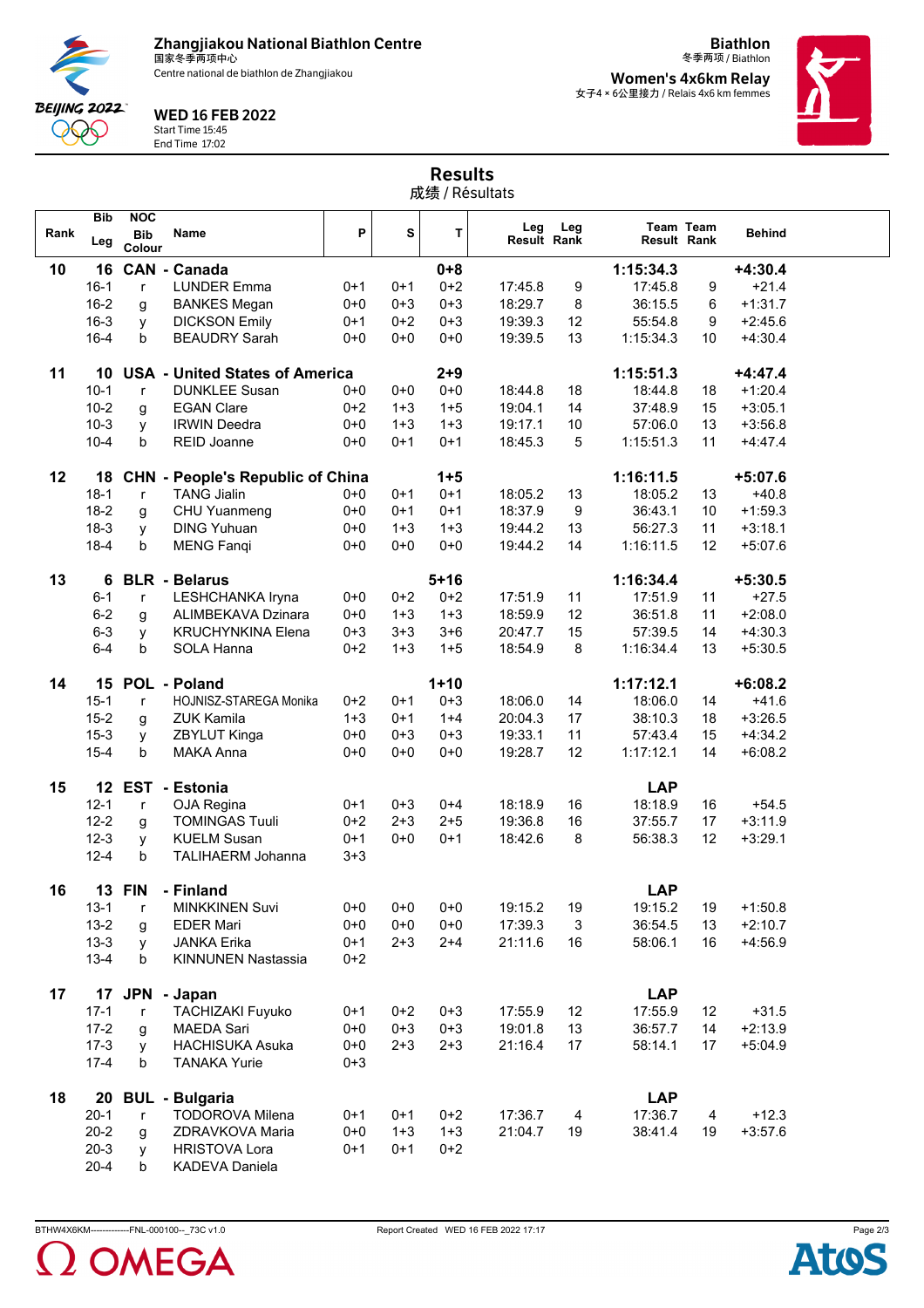# Zhangjiakou National Biathlon Centre

国家冬季两项中心

Centre national de biathlon de Zhangjiakou

**WED 16 FEB 2022**

Start Time 15:45
End Time 17:02

**Biathlon**
冬季两项 / Biathlon

**Women's 4x6km Relay**
女子4 × 6公里接力 / Relais 4x6 km femmes

## Results
成绩 / Résultats

| Rank | Bib Leg | NOC Bib Colour | Name | P | S | T | Leg Result | Leg Rank | Team Result | Team Rank | Behind |
|---|---|---|---|---|---|---|---|---|---|---|---|
| **10** | **16** | **CAN** | **- Canada** | | | **0+8** | | | **1:15:34.3** | | **+4:30.4** |
| | 16-1 | r | LUNDER Emma | 0+1 | 0+1 | 0+2 | 17:45.8 | 9 | 17:45.8 | 9 | +21.4 |
| | 16-2 | g | BANKES Megan | 0+0 | 0+3 | 0+3 | 18:29.7 | 8 | 36:15.5 | 6 | +1:31.7 |
| | 16-3 | y | DICKSON Emily | 0+1 | 0+2 | 0+3 | 19:39.3 | 12 | 55:54.8 | 9 | +2:45.6 |
| | 16-4 | b | BEAUDRY Sarah | 0+0 | 0+0 | 0+0 | 19:39.5 | 13 | 1:15:34.3 | 10 | +4:30.4 |
| **11** | **10** | **USA** | **- United States of America** | | | **2+9** | | | **1:15:51.3** | | **+4:47.4** |
| | 10-1 | r | DUNKLEE Susan | 0+0 | 0+0 | 0+0 | 18:44.8 | 18 | 18:44.8 | 18 | +1:20.4 |
| | 10-2 | g | EGAN Clare | 0+2 | 1+3 | 1+5 | 19:04.1 | 14 | 37:48.9 | 15 | +3:05.1 |
| | 10-3 | y | IRWIN Deedra | 0+0 | 1+3 | 1+3 | 19:17.1 | 10 | 57:06.0 | 13 | +3:56.8 |
| | 10-4 | b | REID Joanne | 0+0 | 0+1 | 0+1 | 18:45.3 | 5 | 1:15:51.3 | 11 | +4:47.4 |
| **12** | **18** | **CHN** | **- People's Republic of China** | | | **1+5** | | | **1:16:11.5** | | **+5:07.6** |
| | 18-1 | r | TANG Jialin | 0+0 | 0+1 | 0+1 | 18:05.2 | 13 | 18:05.2 | 13 | +40.8 |
| | 18-2 | g | CHU Yuanmeng | 0+0 | 0+1 | 0+1 | 18:37.9 | 9 | 36:43.1 | 10 | +1:59.3 |
| | 18-3 | y | DING Yuhuan | 0+0 | 1+3 | 1+3 | 19:44.2 | 13 | 56:27.3 | 11 | +3:18.1 |
| | 18-4 | b | MENG Fanqi | 0+0 | 0+0 | 0+0 | 19:44.2 | 14 | 1:16:11.5 | 12 | +5:07.6 |
| **13** | **6** | **BLR** | **- Belarus** | | | **5+16** | | | **1:16:34.4** | | **+5:30.5** |
| | 6-1 | r | LESHCHANKA Iryna | 0+0 | 0+2 | 0+2 | 17:51.9 | 11 | 17:51.9 | 11 | +27.5 |
| | 6-2 | g | ALIMBEKAVA Dzinara | 0+0 | 1+3 | 1+3 | 18:59.9 | 12 | 36:51.8 | 11 | +2:08.0 |
| | 6-3 | y | KRUCHYNKINA Elena | 0+3 | 3+3 | 3+6 | 20:47.7 | 15 | 57:39.5 | 14 | +4:30.3 |
| | 6-4 | b | SOLA Hanna | 0+2 | 1+3 | 1+5 | 18:54.9 | 8 | 1:16:34.4 | 13 | +5:30.5 |
| **14** | **15** | **POL** | **- Poland** | | | **1+10** | | | **1:17:12.1** | | **+6:08.2** |
| | 15-1 | r | HOJNISZ-STAREGA Monika | 0+2 | 0+1 | 0+3 | 18:06.0 | 14 | 18:06.0 | 14 | +41.6 |
| | 15-2 | g | ZUK Kamila | 1+3 | 0+1 | 1+4 | 20:04.3 | 17 | 38:10.3 | 18 | +3:26.5 |
| | 15-3 | y | ZBYLUT Kinga | 0+0 | 0+3 | 0+3 | 19:33.1 | 11 | 57:43.4 | 15 | +4:34.2 |
| | 15-4 | b | MAKA Anna | 0+0 | 0+0 | 0+0 | 19:28.7 | 12 | 1:17:12.1 | 14 | +6:08.2 |
| **15** | **12** | **EST** | **- Estonia** | | | | | | **LAP** | | |
| | 12-1 | r | OJA Regina | 0+1 | 0+3 | 0+4 | 18:18.9 | 16 | 18:18.9 | 16 | +54.5 |
| | 12-2 | g | TOMINGAS Tuuli | 0+2 | 2+3 | 2+5 | 19:36.8 | 16 | 37:55.7 | 17 | +3:11.9 |
| | 12-3 | y | KUELM Susan | 0+1 | 0+0 | 0+1 | 18:42.6 | 8 | 56:38.3 | 12 | +3:29.1 |
| | 12-4 | b | TALIHAERM Johanna | 3+3 | | | | | | | |
| **16** | **13** | **FIN** | **- Finland** | | | | | | **LAP** | | |
| | 13-1 | r | MINKKINEN Suvi | 0+0 | 0+0 | 0+0 | 19:15.2 | 19 | 19:15.2 | 19 | +1:50.8 |
| | 13-2 | g | EDER Mari | 0+0 | 0+0 | 0+0 | 17:39.3 | 3 | 36:54.5 | 13 | +2:10.7 |
| | 13-3 | y | JANKA Erika | 0+1 | 2+3 | 2+4 | 21:11.6 | 16 | 58:06.1 | 16 | +4:56.9 |
| | 13-4 | b | KINNUNEN Nastassia | 0+2 | | | | | | | |
| **17** | **17** | **JPN** | **- Japan** | | | | | | **LAP** | | |
| | 17-1 | r | TACHIZAKI Fuyuko | 0+1 | 0+2 | 0+3 | 17:55.9 | 12 | 17:55.9 | 12 | +31.5 |
| | 17-2 | g | MAEDA Sari | 0+0 | 0+3 | 0+3 | 19:01.8 | 13 | 36:57.7 | 14 | +2:13.9 |
| | 17-3 | y | HACHISUKA Asuka | 0+0 | 2+3 | 2+3 | 21:16.4 | 17 | 58:14.1 | 17 | +5:04.9 |
| | 17-4 | b | TANAKA Yurie | 0+3 | | | | | | | |
| **18** | **20** | **BUL** | **- Bulgaria** | | | | | | **LAP** | | |
| | 20-1 | r | TODOROVA Milena | 0+1 | 0+1 | 0+2 | 17:36.7 | 4 | 17:36.7 | 4 | +12.3 |
| | 20-2 | g | ZDRAVKOVA Maria | 0+0 | 1+3 | 1+3 | 21:04.7 | 19 | 38:41.4 | 19 | +3:57.6 |
| | 20-3 | y | HRISTOVA Lora | 0+1 | 0+1 | 0+2 | | | | | |
| | 20-4 | b | KADEVA Daniela | | | | | | | | |

BTHW4X6KM------------FNL-000100--_73C v1.0 Report Created WED 16 FEB 2022 17:17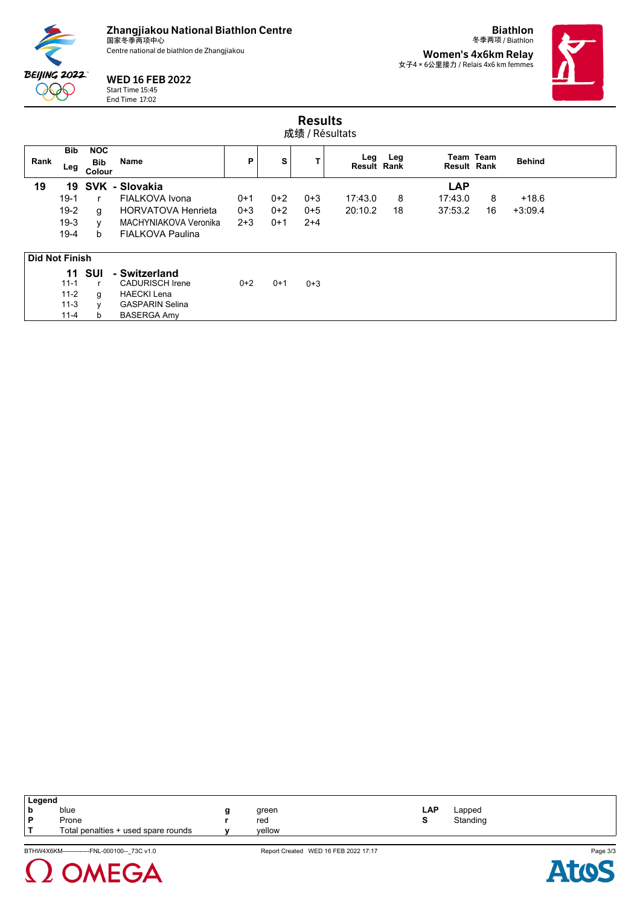Zhangjiakou National Biathlon Centre
国家冬季两项中心
Centre national de biathlon de Zhangjiakou

**WED 16 FEB 2022**
Start Time 15:45
End Time 17:02

**Biathlon**
冬季两项 / Biathlon

**Women's 4x6km Relay**
女子4 × 6公里接力 / Relais 4x6 km femmes

## Results
成绩 / Résultats

| Rank | Bib / Leg | NOC / Bib Colour | Name | P | S | T | Leg Result | Leg Rank | Team Result | Team Rank | Behind |
|---|---|---|---|---|---|---|---|---|---|---|---|
| **19** | **19** | **SVK** | **- Slovakia** | | | | | | **LAP** | | |
| | 19-1 | r | FIALKOVA Ivona | 0+1 | 0+2 | 0+3 | 17:43.0 | 8 | 17:43.0 | 8 | +18.6 |
| | 19-2 | g | HORVATOVA Henrieta | 0+3 | 0+2 | 0+5 | 20:10.2 | 18 | 37:53.2 | 16 | +3:09.4 |
| | 19-3 | y | MACHYNIAKOVA Veronika | 2+3 | 0+1 | 2+4 | | | | | |
| | 19-4 | b | FIALKOVA Paulina | | | | | | | | |

**Did Not Finish**

| Rank | Bib / Leg | NOC / Bib Colour | Name | P | S | T | Leg Result | Leg Rank | Team Result | Team Rank | Behind |
|---|---|---|---|---|---|---|---|---|---|---|---|
| | **11** | **SUI** | **- Switzerland** | | | | | | | | |
| | 11-1 | r | CADURISCH Irene | 0+2 | 0+1 | 0+3 | | | | | |
| | 11-2 | g | HAECKI Lena | | | | | | | | |
| | 11-3 | y | GASPARIN Selina | | | | | | | | |
| | 11-4 | b | BASERGA Amy | | | | | | | | |

**Legend**

| | | | | | |
|---|---|---|---|---|---|
| b | blue | g | green | LAP | Lapped |
| P | Prone | r | red | S | Standing |
| T | Total penalties + used spare rounds | y | yellow | | |

BTHW4X6KM-------------FNL-000100--_73C v1.0    Report Created WED 16 FEB 2022 17:17